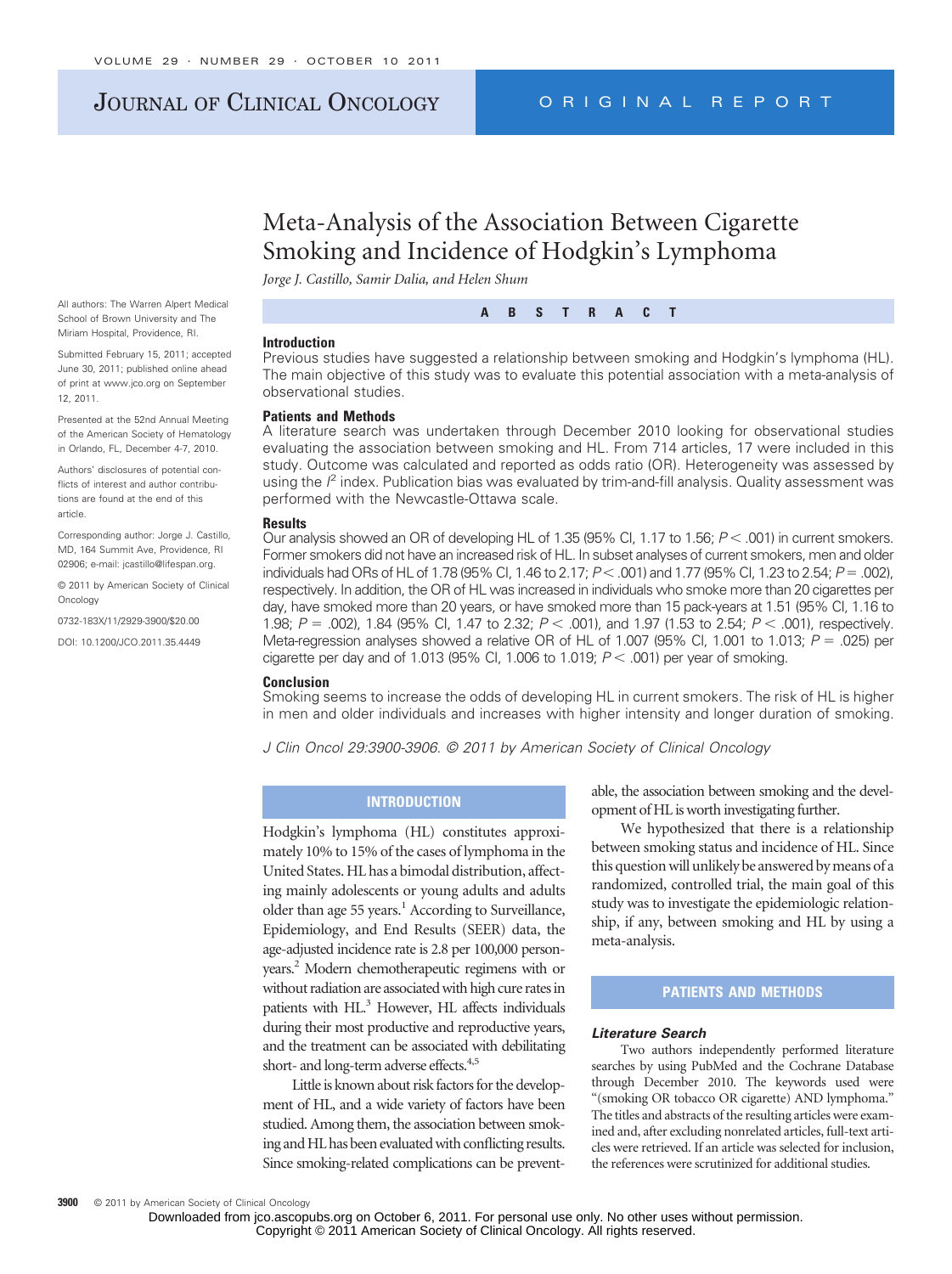# Meta-Analysis of the Association Between Cigarette Smoking and Incidence of Hodgkin's Lymphoma

*Jorge J. Castillo, Samir Dalia, and Helen Shum*

All authors: The Warren Alpert Medical School of Brown University and The Miriam Hospital, Providence, RI.

Submitted February 15, 2011; accepted June 30, 2011; published online ahead of print at www.jco.org on September 12, 2011.

Presented at the 52nd Annual Meeting of the American Society of Hematology in Orlando, FL, December 4-7, 2010.

Authors' disclosures of potential conflicts of interest and author contributions are found at the end of this article.

Corresponding author: Jorge J. Castillo, MD, 164 Summit Ave, Providence, RI 02906; e-mail: jcastillo@lifespan.org.

© 2011 by American Society of Clinical Oncology

0732-183X/11/2929-3900/$20.00

DOI: 10.1200/JCO.2011.35.4449

## ABSTRACT

### Introduction

Previous studies have suggested a relationship between smoking and Hodgkin's lymphoma (HL). The main objective of this study was to evaluate this potential association with a meta-analysis of observational studies.

### Patients and Methods

A literature search was undertaken through December 2010 looking for observational studies evaluating the association between smoking and HL. From 714 articles, 17 were included in this study. Outcome was calculated and reported as odds ratio (OR). Heterogeneity was assessed by using the $I^2$ index. Publication bias was evaluated by trim-and-fill analysis. Quality assessment was performed with the Newcastle-Ottawa scale.

### Results

Our analysis showed an OR of developing HL of 1.35 (95% CI, 1.17 to 1.56; $P < .001$) in current smokers. Former smokers did not have an increased risk of HL. In subset analyses of current smokers, men and older individuals had ORs of HL of 1.78 (95% CI, 1.46 to 2.17; $P < .001$) and 1.77 (95% CI, 1.23 to 2.54; $P = .002$), respectively. In addition, the OR of HL was increased in individuals who smoke more than 20 cigarettes per day, have smoked more than 20 years, or have smoked more than 15 pack-years at 1.51 (95% CI, 1.16 to 1.98; $P = .002$), 1.84 (95% CI, 1.47 to 2.32; $P < .001$), and 1.97 (1.53 to 2.54; $P < .001$), respectively. Meta-regression analyses showed a relative OR of HL of 1.007 (95% CI, 1.001 to 1.013; $P = .025$) per cigarette per day and of 1.013 (95% CI, 1.006 to 1.019; $P < .001$) per year of smoking.

### Conclusion

Smoking seems to increase the odds of developing HL in current smokers. The risk of HL is higher in men and older individuals and increases with higher intensity and longer duration of smoking.

*J Clin Oncol 29:3900-3906. © 2011 by American Society of Clinical Oncology*

## INTRODUCTION

Hodgkin's lymphoma (HL) constitutes approximately 10% to 15% of the cases of lymphoma in the United States. HL has a bimodal distribution, affecting mainly adolescents or young adults and adults older than age 55 years.[1] According to Surveillance, Epidemiology, and End Results (SEER) data, the age-adjusted incidence rate is 2.8 per 100,000 person-years.[2] Modern chemotherapeutic regimens with or without radiation are associated with high cure rates in patients with HL.[3] However, HL affects individuals during their most productive and reproductive years, and the treatment can be associated with debilitating short- and long-term adverse effects.[4,5]

Little is known about risk factors for the development of HL, and a wide variety of factors have been studied. Among them, the association between smoking and HL has been evaluated with conflicting results. Since smoking-related complications can be preventable, the association between smoking and the development of HL is worth investigating further.

We hypothesized that there is a relationship between smoking status and incidence of HL. Since this question will unlikely be answered by means of a randomized, controlled trial, the main goal of this study was to investigate the epidemiologic relationship, if any, between smoking and HL by using a meta-analysis.

## PATIENTS AND METHODS

### Literature Search

Two authors independently performed literature searches by using PubMed and the Cochrane Database through December 2010. The keywords used were "(smoking OR tobacco OR cigarette) AND lymphoma." The titles and abstracts of the resulting articles were examined and, after excluding nonrelated articles, full-text articles were retrieved. If an article was selected for inclusion, the references were scrutinized for additional studies.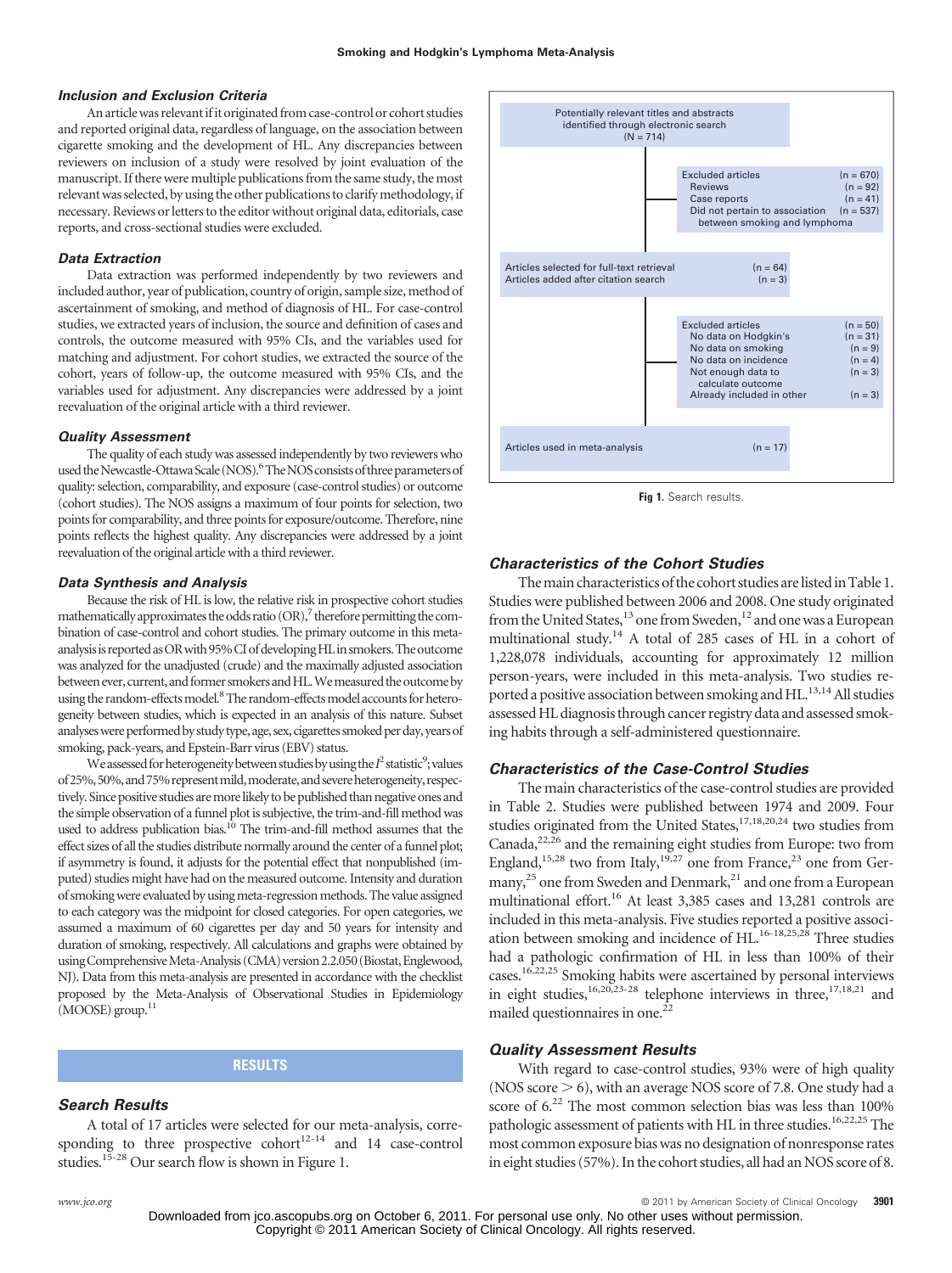### Inclusion and Exclusion Criteria

An article was relevant if it originated from case-control or cohort studies and reported original data, regardless of language, on the association between cigarette smoking and the development of HL. Any discrepancies between reviewers on inclusion of a study were resolved by joint evaluation of the manuscript. If there were multiple publications from the same study, the most relevant was selected, by using the other publications to clarify methodology, if necessary. Reviews or letters to the editor without original data, editorials, case reports, and cross-sectional studies were excluded.

### Data Extraction

Data extraction was performed independently by two reviewers and included author, year of publication, country of origin, sample size, method of ascertainment of smoking, and method of diagnosis of HL. For case-control studies, we extracted years of inclusion, the source and definition of cases and controls, the outcome measured with 95% CIs, and the variables used for matching and adjustment. For cohort studies, we extracted the source of the cohort, years of follow-up, the outcome measured with 95% CIs, and the variables used for adjustment. Any discrepancies were addressed by a joint reevaluation of the original article with a third reviewer.

### Quality Assessment

The quality of each study was assessed independently by two reviewers who used the Newcastle-Ottawa Scale (NOS).[6] The NOS consists of three parameters of quality: selection, comparability, and exposure (case-control studies) or outcome (cohort studies). The NOS assigns a maximum of four points for selection, two points for comparability, and three points for exposure/outcome. Therefore, nine points reflects the highest quality. Any discrepancies were addressed by a joint reevaluation of the original article with a third reviewer.

### Data Synthesis and Analysis

Because the risk of HL is low, the relative risk in prospective cohort studies mathematically approximates the odds ratio (OR),[7] therefore permitting the combination of case-control and cohort studies. The primary outcome in this meta-analysis is reported as OR with 95% CI of developing HL in smokers. The outcome was analyzed for the unadjusted (crude) and the maximally adjusted association between ever, current, and former smokers and HL. We measured the outcome by using the random-effects model.[8] The random-effects model accounts for heterogeneity between studies, which is expected in an analysis of this nature. Subset analyses were performed by study type, age, sex, cigarettes smoked per day, years of smoking, pack-years, and Epstein-Barr virus (EBV) status.

We assessed for heterogeneity between studies by using the $I^2$ statistic[9]; values of 25%, 50%, and 75% represent mild, moderate, and severe heterogeneity, respectively. Since positive studies are more likely to be published than negative ones and the simple observation of a funnel plot is subjective, the trim-and-fill method was used to address publication bias.[10] The trim-and-fill method assumes that the effect sizes of all the studies distribute normally around the center of a funnel plot; if asymmetry is found, it adjusts for the potential effect that nonpublished (imputed) studies might have had on the measured outcome. Intensity and duration of smoking were evaluated by using meta-regression methods. The value assigned to each category was the midpoint for closed categories. For open categories, we assumed a maximum of 60 cigarettes per day and 50 years for intensity and duration of smoking, respectively. All calculations and graphs were obtained by using Comprehensive Meta-Analysis (CMA) version 2.2.050 (Biostat, Englewood, NJ). Data from this meta-analysis are presented in accordance with the checklist proposed by the Meta-Analysis of Observational Studies in Epidemiology (MOOSE) group.[11]

## RESULTS

### Search Results

A total of 17 articles were selected for our meta-analysis, corresponding to three prospective cohort[12-14] and 14 case-control studies.[15-28] Our search flow is shown in Figure 1.

Potentially relevant titles and abstracts identified through electronic search (N = 714)

Excluded articles (n = 670)
Reviews (n = 92)
Case reports (n = 41)
Did not pertain to association between smoking and lymphoma (n = 537)

Articles selected for full-text retrieval (n = 64)
Articles added after citation search (n = 3)

Excluded articles (n = 50)
No data on Hodgkin's (n = 31)
No data on smoking (n = 9)
No data on incidence (n = 4)
Not enough data to calculate outcome (n = 3)
Already included in other (n = 3)

Articles used in meta-analysis (n = 17)

**Fig 1.** Search results.

### Characteristics of the Cohort Studies

The main characteristics of the cohort studies are listed in Table 1. Studies were published between 2006 and 2008. One study originated from the United States,[13] one from Sweden,[12] and one was a European multinational study.[14] A total of 285 cases of HL in a cohort of 1,228,078 individuals, accounting for approximately 12 million person-years, were included in this meta-analysis. Two studies reported a positive association between smoking and HL.[13,14] All studies assessed HL diagnosis through cancer registry data and assessed smoking habits through a self-administered questionnaire.

### Characteristics of the Case-Control Studies

The main characteristics of the case-control studies are provided in Table 2. Studies were published between 1974 and 2009. Four studies originated from the United States,[17,18,20,24] two studies from Canada,[22,26] and the remaining eight studies from Europe: two from England,[15,28] two from Italy,[19,27] one from France,[23] one from Germany,[25] one from Sweden and Denmark,[21] and one from a European multinational effort.[16] At least 3,385 cases and 13,281 controls are included in this meta-analysis. Five studies reported a positive association between smoking and incidence of HL.[16-18,25,28] Three studies had a pathologic confirmation of HL in less than 100% of their cases.[16,22,25] Smoking habits were ascertained by personal interviews in eight studies,[16,20,23-28] telephone interviews in three,[17,18,21] and mailed questionnaires in one.[22]

### Quality Assessment Results

With regard to case-control studies, 93% were of high quality (NOS score > 6), with an average NOS score of 7.8. One study had a score of 6.[22] The most common selection bias was less than 100% pathologic assessment of patients with HL in three studies.[16,22,25] The most common exposure bias was no designation of nonresponse rates in eight studies (57%). In the cohort studies, all had an NOS score of 8.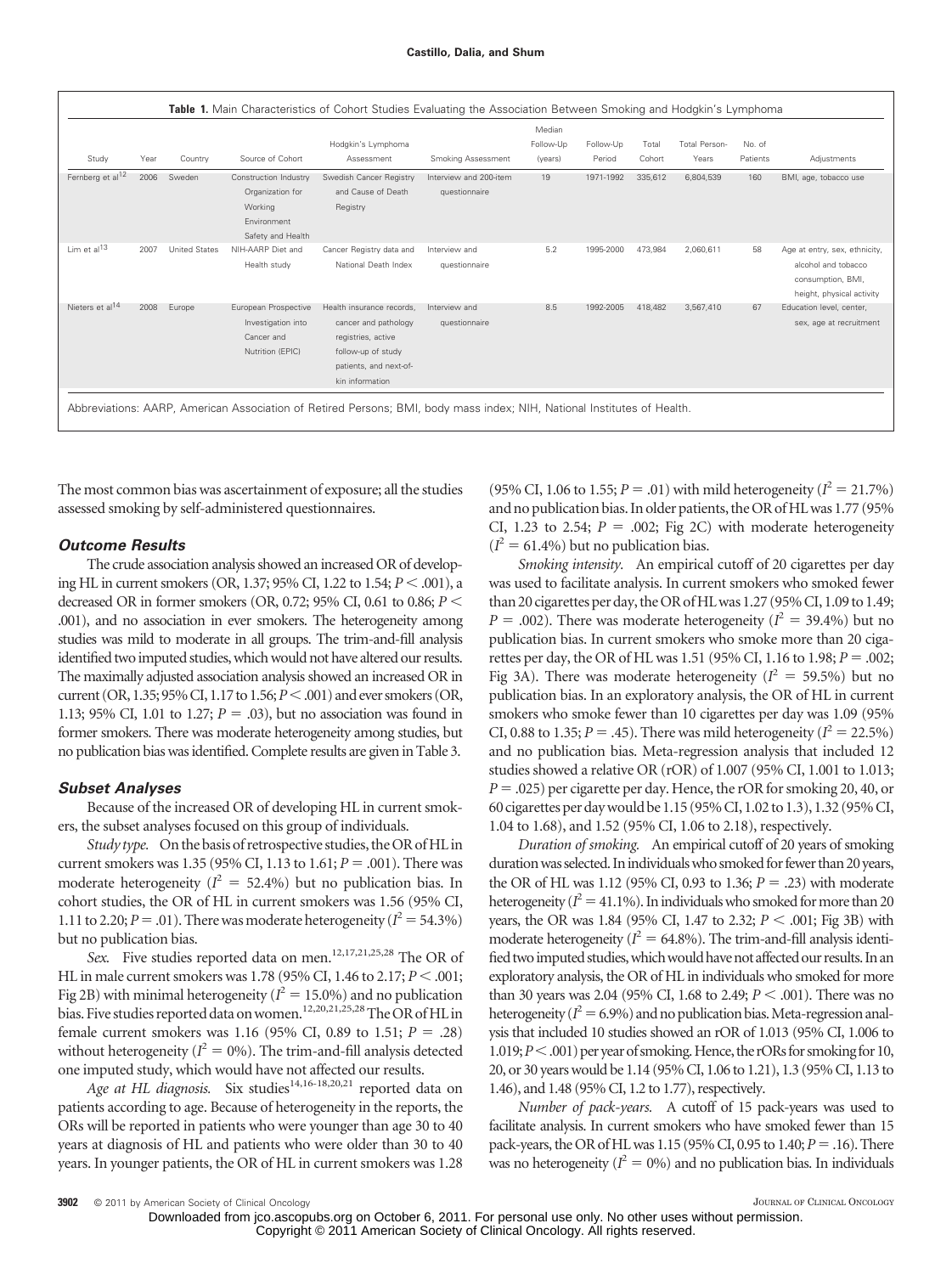**Table 1.** Main Characteristics of Cohort Studies Evaluating the Association Between Smoking and Hodgkin's Lymphoma

| Study | Year | Country | Source of Cohort | Hodgkin's Lymphoma Assessment | Smoking Assessment | Median Follow-Up (years) | Follow-Up Period | Total Cohort | Total Person-Years | No. of Patients | Adjustments |
|---|---|---|---|---|---|---|---|---|---|---|---|
| Fernberg et al[12] | 2006 | Sweden | Construction Industry Organization for Working Environment Safety and Health | Swedish Cancer Registry and Cause of Death Registry | Interview and 200-item questionnaire | 19 | 1971-1992 | 335,612 | 6,804,539 | 160 | BMI, age, tobacco use |
| Lim et al[13] | 2007 | United States | NIH-AARP Diet and Health study | Cancer Registry data and National Death Index | Interview and questionnaire | 5.2 | 1995-2000 | 473,984 | 2,060,611 | 58 | Age at entry, sex, ethnicity, alcohol and tobacco consumption, BMI, height, physical activity |
| Nieters et al[14] | 2008 | Europe | European Prospective Investigation into Cancer and Nutrition (EPIC) | Health insurance records, cancer and pathology registries, active follow-up of study patients, and next-of-kin information | Interview and questionnaire | 8.5 | 1992-2005 | 418,482 | 3,567,410 | 67 | Education level, center, sex, age at recruitment |

Abbreviations: AARP, American Association of Retired Persons; BMI, body mass index; NIH, National Institutes of Health.

The most common bias was ascertainment of exposure; all the studies assessed smoking by self-administered questionnaires.

### *Outcome Results*

The crude association analysis showed an increased OR of developing HL in current smokers (OR, 1.37; 95% CI, 1.22 to 1.54; $P < .001$), a decreased OR in former smokers (OR, 0.72; 95% CI, 0.61 to 0.86; $P < .001$), and no association in ever smokers. The heterogeneity among studies was mild to moderate in all groups. The trim-and-fill analysis identified two imputed studies, which would not have altered our results. The maximally adjusted association analysis showed an increased OR in current (OR, 1.35; 95% CI, 1.17 to 1.56; $P < .001$) and ever smokers (OR, 1.13; 95% CI, 1.01 to 1.27; $P = .03$), but no association was found in former smokers. There was moderate heterogeneity among studies, but no publication bias was identified. Complete results are given in Table 3.

### *Subset Analyses*

Because of the increased OR of developing HL in current smokers, the subset analyses focused on this group of individuals.

*Study type.* On the basis of retrospective studies, the OR of HL in current smokers was 1.35 (95% CI, 1.13 to 1.61; $P = .001$). There was moderate heterogeneity ($I^2 = 52.4\%$) but no publication bias. In cohort studies, the OR of HL in current smokers was 1.56 (95% CI, 1.11 to 2.20; $P = .01$). There was moderate heterogeneity ($I^2 = 54.3\%$) but no publication bias.

*Sex.* Five studies reported data on men.[12,17,21,25,28] The OR of HL in male current smokers was 1.78 (95% CI, 1.46 to 2.17; $P < .001$; Fig 2B) with minimal heterogeneity ($I^2 = 15.0\%$) and no publication bias. Five studies reported data on women.[12,20,21,25,28] The OR of HL in female current smokers was 1.16 (95% CI, 0.89 to 1.51; $P = .28$) without heterogeneity ($I^2 = 0\%$). The trim-and-fill analysis detected one imputed study, which would have not affected our results.

*Age at HL diagnosis.* Six studies[14,16-18,20,21] reported data on patients according to age. Because of heterogeneity in the reports, the ORs will be reported in patients who were younger than age 30 to 40 years at diagnosis of HL and patients who were older than 30 to 40 years. In younger patients, the OR of HL in current smokers was 1.28 (95% CI, 1.06 to 1.55; $P = .01$) with mild heterogeneity ($I^2 = 21.7\%$) and no publication bias. In older patients, the OR of HL was 1.77 (95% CI, 1.23 to 2.54; $P = .002$; Fig 2C) with moderate heterogeneity ($I^2 = 61.4\%$) but no publication bias.

*Smoking intensity.* An empirical cutoff of 20 cigarettes per day was used to facilitate analysis. In current smokers who smoked fewer than 20 cigarettes per day, the OR of HL was 1.27 (95% CI, 1.09 to 1.49; $P = .002$). There was moderate heterogeneity ($I^2 = 39.4\%$) but no publication bias. In current smokers who smoke more than 20 cigarettes per day, the OR of HL was 1.51 (95% CI, 1.16 to 1.98; $P = .002$; Fig 3A). There was moderate heterogeneity ($I^2 = 59.5\%$) but no publication bias. In an exploratory analysis, the OR of HL in current smokers who smoke fewer than 10 cigarettes per day was 1.09 (95% CI, 0.88 to 1.35; $P = .45$). There was mild heterogeneity ($I^2 = 22.5\%$) and no publication bias. Meta-regression analysis that included 12 studies showed a relative OR (rOR) of 1.007 (95% CI, 1.001 to 1.013; $P = .025$) per cigarette per day. Hence, the rOR for smoking 20, 40, or 60 cigarettes per day would be 1.15 (95% CI, 1.02 to 1.3), 1.32 (95% CI, 1.04 to 1.68), and 1.52 (95% CI, 1.06 to 2.18), respectively.

*Duration of smoking.* An empirical cutoff of 20 years of smoking duration was selected. In individuals who smoked for fewer than 20 years, the OR of HL was 1.12 (95% CI, 0.93 to 1.36; $P = .23$) with moderate heterogeneity ($I^2 = 41.1\%$). In individuals who smoked for more than 20 years, the OR was 1.84 (95% CI, 1.47 to 2.32; $P < .001$; Fig 3B) with moderate heterogeneity ($I^2 = 64.8\%$). The trim-and-fill analysis identified two imputed studies, which would have not affected our results. In an exploratory analysis, the OR of HL in individuals who smoked for more than 30 years was 2.04 (95% CI, 1.68 to 2.49; $P < .001$). There was no heterogeneity ($I^2 = 6.9\%$) and no publication bias. Meta-regression analysis that included 10 studies showed an rOR of 1.013 (95% CI, 1.006 to 1.019; $P < .001$) per year of smoking. Hence, the rORs for smoking for 10, 20, or 30 years would be 1.14 (95% CI, 1.06 to 1.21), 1.3 (95% CI, 1.13 to 1.46), and 1.48 (95% CI, 1.2 to 1.77), respectively.

*Number of pack-years.* A cutoff of 15 pack-years was used to facilitate analysis. In current smokers who have smoked fewer than 15 pack-years, the OR of HL was 1.15 (95% CI, 0.95 to 1.40; $P = .16$). There was no heterogeneity ($I^2 = 0\%$) and no publication bias. In individuals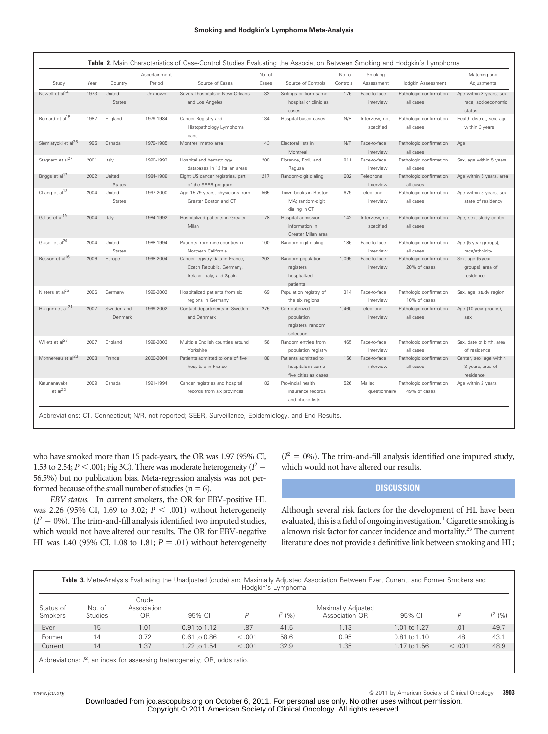**Table 2.** Main Characteristics of Case-Control Studies Evaluating the Association Between Smoking and Hodgkin's Lymphoma

| Study | Year | Country | Ascertainment Period | Source of Cases | No. of Cases | Source of Controls | No. of Controls | Smoking Assessment | Hodgkin Assessment | Matching and Adjustments |
|---|---|---|---|---|---|---|---|---|---|---|
| Newell et al[24] | 1973 | United States | Unknown | Several hospitals in New Orleans and Los Angeles | 32 | Siblings or from same hospital or clinic as cases | 176 | Face-to-face interview | Pathologic confirmation all cases | Age within 3 years, sex, race, socioeconomic status |
| Bernard et al[15] | 1987 | England | 1979-1984 | Cancer Registry and Histopathology Lymphoma panel | 134 | Hospital-based cases | N/R | Interview, not specified | Pathologic confirmation all cases | Health district, sex, age within 3 years |
| Siemiatycki et al[26] | 1995 | Canada | 1979-1985 | Montreal metro area | 43 | Electoral lists in Montreal | N/R | Face-to-face interview | Pathologic confirmation all cases | Age |
| Stagnaro et al[27] | 2001 | Italy | 1990-1993 | Hospital and hematology databases in 12 Italian areas | 200 | Florence, Forlì, and Ragusa | 811 | Face-to-face interview | Pathologic confirmation all cases | Sex, age within 5 years |
| Briggs et al[17] | 2002 | United States | 1984-1988 | Eight US cancer registries, part of the SEER program | 217 | Random-digit dialing | 602 | Telephone interview | Pathologic confirmation all cases | Age within 5 years, area |
| Chang et al[18] | 2004 | United States | 1997-2000 | Age 15-79 years, physicians from Greater Boston and CT | 565 | Town books in Boston, MA; random-digit dialing in CT | 679 | Telephone interview | Pathologic confirmation all cases | Age within 5 years, sex, state of residency |
| Gallus et al[19] | 2004 | Italy | 1984-1992 | Hospitalized patients in Greater Milan | 78 | Hospital admission information in Greater Milan area | 142 | Interview, not specified | Pathologic confirmation all cases | Age, sex, study center |
| Glaser et al[20] | 2004 | United States | 1988-1994 | Patients from nine counties in Northern California | 100 | Random-digit dialing | 186 | Face-to-face interview | Pathologic confirmation all cases | Age (5-year groups), race/ethnicity |
| Besson et al[16] | 2006 | Europe | 1998-2004 | Cancer registry data in France, Czech Republic, Germany, Ireland, Italy, and Spain | 203 | Random population registers, hospitalized patients | 1,095 | Face-to-face interview | Pathologic confirmation 20% of cases | Sex, age (5-year groups), area of residence |
| Nieters et al[25] | 2006 | Germany | 1999-2002 | Hospitalized patients from six regions in Germany | 69 | Population registry of the six regions | 314 | Face-to-face interview | Pathologic confirmation 10% of cases | Sex, age, study region |
| Hjalgrim et al [21] | 2007 | Sweden and Denmark | 1999-2002 | Contact departments in Sweden and Denmark | 275 | Computerized population registers, random selection | 1,460 | Telephone interview | Pathologic confirmation all cases | Age (10-year groups), sex |
| Willett et al[28] | 2007 | England | 1998-2003 | Multiple English counties around Yorkshire | 156 | Random entries from population registry | 465 | Face-to-face interview | Pathologic confirmation all cases | Sex, date of birth, area of residence |
| Monnereau et al[23] | 2008 | France | 2000-2004 | Patients admitted to one of five hospitals in France | 88 | Patients admitted to hospitals in same five cities as cases | 156 | Face-to-face interview | Pathologic confirmation all cases | Center, sex, age within 3 years, area of residence |
| Karunanayake et al[22] | 2009 | Canada | 1991-1994 | Cancer registries and hospital records from six provinces | 182 | Provincial health insurance records and phone lists | 526 | Mailed questionnaire | Pathologic confirmation 49% of cases | Age within 2 years |

Abbreviations: CT, Connecticut; N/R, not reported; SEER, Surveillance, Epidemiology, and End Results.

who have smoked more than 15 pack-years, the OR was 1.97 (95% CI, 1.53 to 2.54; $P < .001$; Fig 3C). There was moderate heterogeneity ($I^2 =$ 56.5%) but no publication bias. Meta-regression analysis was not performed because of the small number of studies (n = 6).

*EBV status.* In current smokers, the OR for EBV-positive HL was 2.26 (95% CI, 1.69 to 3.02; $P < .001$) without heterogeneity ($I^2 = 0\%$). The trim-and-fill analysis identified two imputed studies, which would not have altered our results. The OR for EBV-negative HL was 1.40 (95% CI, 1.08 to 1.81; $P = .01$) without heterogeneity ($I^2 = 0\%$). The trim-and-fill analysis identified one imputed study, which would not have altered our results.

## DISCUSSION

Although several risk factors for the development of HL have been evaluated, this is a field of ongoing investigation.[1] Cigarette smoking is a known risk factor for cancer incidence and mortality.[29] The current literature does not provide a definitive link between smoking and HL;

**Table 3.** Meta-Analysis Evaluating the Unadjusted (crude) and Maximally Adjusted Association Between Ever, Current, and Former Smokers and Hodgkin's Lymphoma

| Status of Smokers | No. of Studies | Crude Association OR | 95% CI | $P$ | $I^2$ (%) | Maximally Adjusted Association OR | 95% CI | $P$ | $I^2$ (%) |
|---|---|---|---|---|---|---|---|---|---|
| Ever | 15 | 1.01 | 0.91 to 1.12 | .87 | 41.5 | 1.13 | 1.01 to 1.27 | .01 | 49.7 |
| Former | 14 | 0.72 | 0.61 to 0.86 | < .001 | 58.6 | 0.95 | 0.81 to 1.10 | .48 | 43.1 |
| Current | 14 | 1.37 | 1.22 to 1.54 | < .001 | 32.9 | 1.35 | 1.17 to 1.56 | < .001 | 48.9 |

Abbreviations: $I^2$, an index for assessing heterogeneity; OR, odds ratio.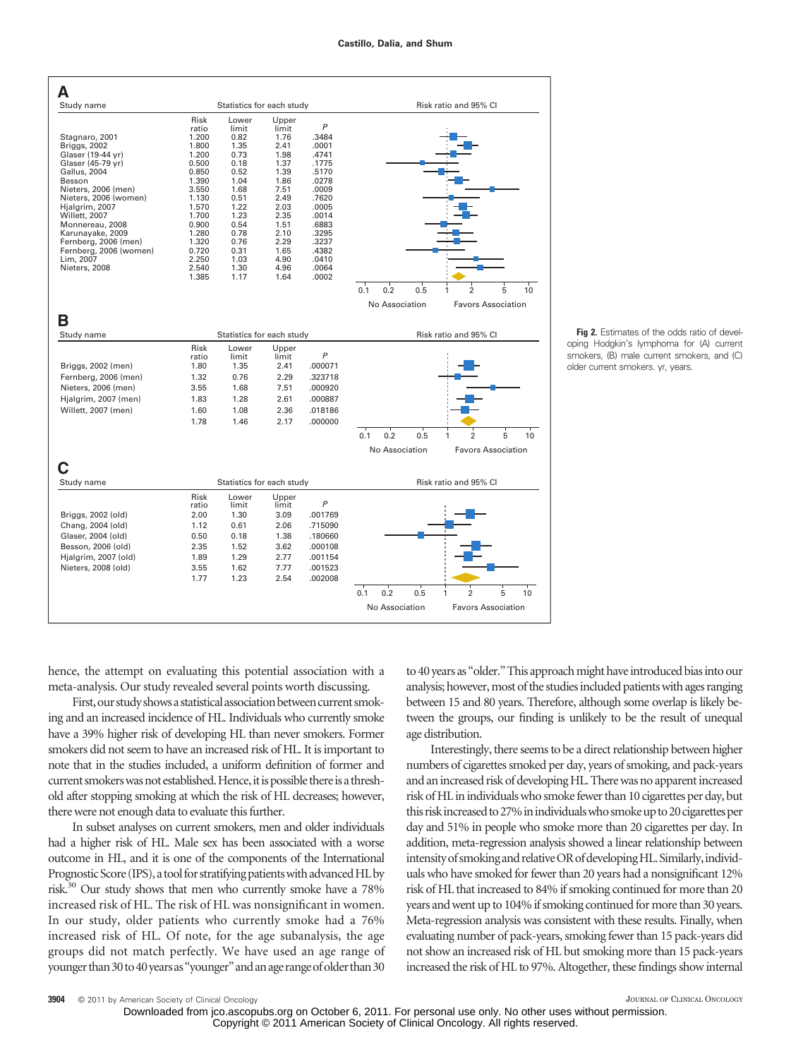**A**

| Study name | Risk ratio | Lower limit | Upper limit | P |
|---|---|---|---|---|
| Stagnaro, 2001 | 1.200 | 0.82 | 1.76 | .3484 |
| Briggs, 2002 | 1.800 | 1.35 | 2.41 | .0001 |
| Glaser (19-44 yr) | 1.200 | 0.73 | 1.98 | .4741 |
| Glaser (45-79 yr) | 0.500 | 0.18 | 1.37 | .1775 |
| Gallus, 2004 | 0.850 | 0.52 | 1.39 | .5170 |
| Besson | 1.390 | 1.04 | 1.86 | .0278 |
| Nieters, 2006 (men) | 3.550 | 1.68 | 7.51 | .0009 |
| Nieters, 2006 (women) | 1.130 | 0.51 | 2.49 | .7620 |
| Hjalgrim, 2007 | 1.570 | 1.22 | 2.03 | .0005 |
| Willett, 2007 | 1.700 | 1.23 | 2.35 | .0014 |
| Monnereau, 2008 | 0.900 | 0.54 | 1.51 | .6883 |
| Karunayake, 2009 | 1.280 | 0.78 | 2.10 | .3295 |
| Fernberg, 2006 (men) | 1.320 | 0.76 | 2.29 | .3237 |
| Fernberg, 2006 (women) | 0.720 | 0.31 | 1.65 | .4382 |
| Lim, 2007 | 2.250 | 1.03 | 4.90 | .0410 |
| Nieters, 2008 | 2.540 | 1.30 | 4.96 | .0064 |
| | 1.385 | 1.17 | 1.64 | .0002 |

**B**

| Study name | Risk ratio | Lower limit | Upper limit | P |
|---|---|---|---|---|
| Briggs, 2002 (men) | 1.80 | 1.35 | 2.41 | .000071 |
| Fernberg, 2006 (men) | 1.32 | 0.76 | 2.29 | .323718 |
| Nieters, 2006 (men) | 3.55 | 1.68 | 7.51 | .000920 |
| Hjalgrim, 2007 (men) | 1.83 | 1.28 | 2.61 | .000887 |
| Willett, 2007 (men) | 1.60 | 1.08 | 2.36 | .018186 |
| | 1.78 | 1.46 | 2.17 | .000000 |

**C**

| Study name | Risk ratio | Lower limit | Upper limit | P |
|---|---|---|---|---|
| Briggs, 2002 (old) | 2.00 | 1.30 | 3.09 | .001769 |
| Chang, 2004 (old) | 1.12 | 0.61 | 2.06 | .715090 |
| Glaser, 2004 (old) | 0.50 | 0.18 | 1.38 | .180660 |
| Besson, 2006 (old) | 2.35 | 1.52 | 3.62 | .000108 |
| Hjalgrim, 2007 (old) | 1.89 | 1.29 | 2.77 | .001154 |
| Nieters, 2008 (old) | 3.55 | 1.62 | 7.77 | .001523 |
| | 1.77 | 1.23 | 2.54 | .002008 |

Risk ratio and 95% CI (axis: 0.1, 0.2, 0.5, 1, 2, 5, 10; No Association / Favors Association)

**Fig 2.** Estimates of the odds ratio of developing Hodgkin's lymphoma for (A) current smokers, (B) male current smokers, and (C) older current smokers. yr, years.

hence, the attempt on evaluating this potential association with a meta-analysis. Our study revealed several points worth discussing.

First, our study shows a statistical association between current smoking and an increased incidence of HL. Individuals who currently smoke have a 39% higher risk of developing HL than never smokers. Former smokers did not seem to have an increased risk of HL. It is important to note that in the studies included, a uniform definition of former and current smokers was not established. Hence, it is possible there is a threshold after stopping smoking at which the risk of HL decreases; however, there were not enough data to evaluate this further.

In subset analyses on current smokers, men and older individuals had a higher risk of HL. Male sex has been associated with a worse outcome in HL, and it is one of the components of the International Prognostic Score (IPS), a tool for stratifying patients with advanced HL by risk.[30] Our study shows that men who currently smoke have a 78% increased risk of HL. The risk of HL was nonsignificant in women. In our study, older patients who currently smoke had a 76% increased risk of HL. Of note, for the age subanalysis, the age groups did not match perfectly. We have used an age range of younger than 30 to 40 years as "younger" and an age range of older than 30 to 40 years as "older." This approach might have introduced bias into our analysis; however, most of the studies included patients with ages ranging between 15 and 80 years. Therefore, although some overlap is likely between the groups, our finding is unlikely to be the result of unequal age distribution.

Interestingly, there seems to be a direct relationship between higher numbers of cigarettes smoked per day, years of smoking, and pack-years and an increased risk of developing HL. There was no apparent increased risk of HL in individuals who smoke fewer than 10 cigarettes per day, but this risk increased to 27% in individuals who smoke up to 20 cigarettes per day and 51% in people who smoke more than 20 cigarettes per day. In addition, meta-regression analysis showed a linear relationship between intensity of smoking and relative OR of developing HL. Similarly, individuals who have smoked for fewer than 20 years had a nonsignificant 12% risk of HL that increased to 84% if smoking continued for more than 20 years and went up to 104% if smoking continued for more than 30 years. Meta-regression analysis was consistent with these results. Finally, when evaluating number of pack-years, smoking fewer than 15 pack-years did not show an increased risk of HL but smoking more than 15 pack-years increased the risk of HL to 97%. Altogether, these findings show internal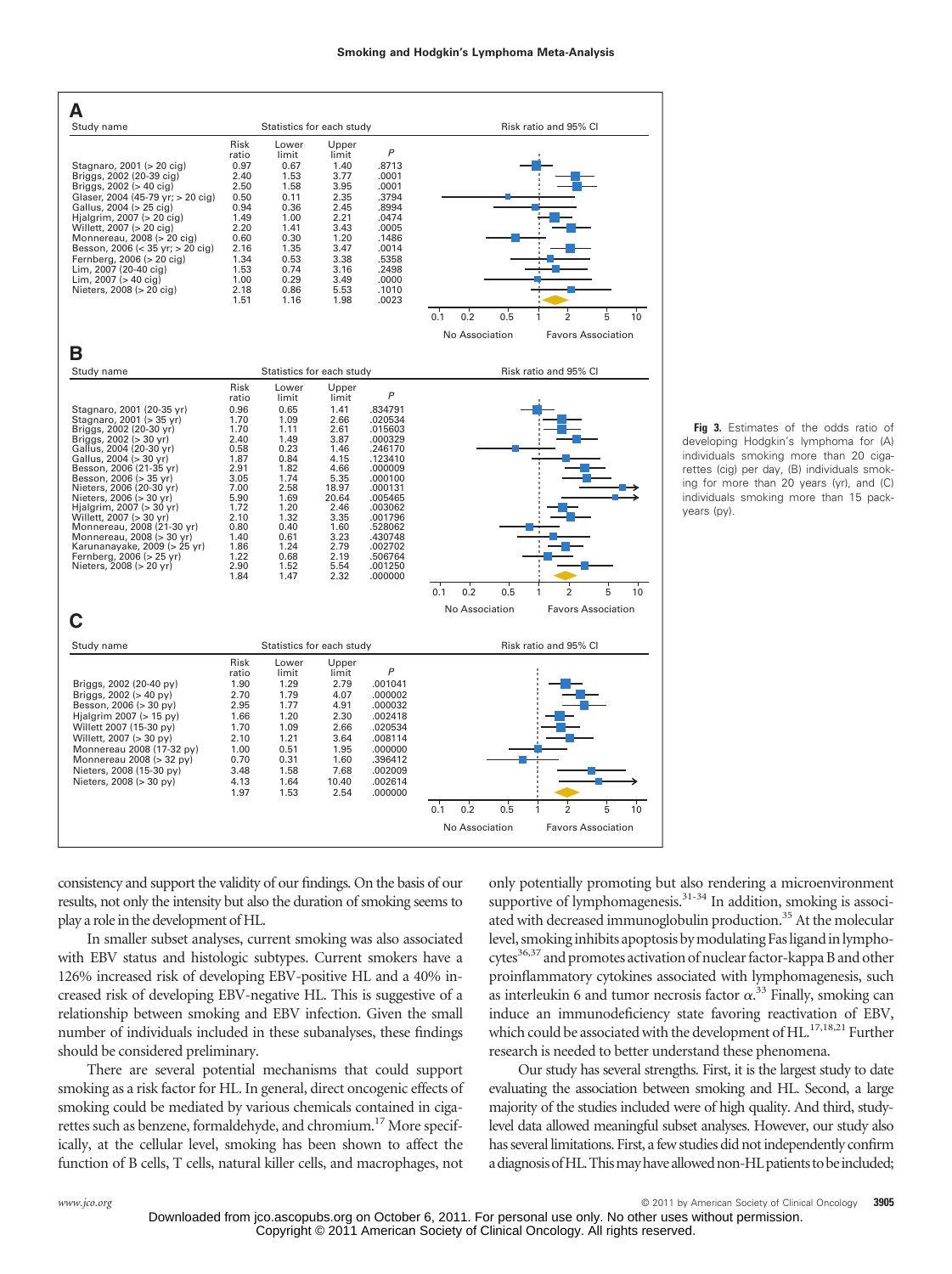**A**

| Study name | Risk ratio | Lower limit | Upper limit | P |
|---|---|---|---|---|
| Stagnaro, 2001 (> 20 cig) | 0.97 | 0.67 | 1.40 | .8713 |
| Briggs, 2002 (20-39 cig) | 2.40 | 1.53 | 3.77 | .0001 |
| Briggs, 2002 (> 40 cig) | 2.50 | 1.58 | 3.95 | .0001 |
| Glaser, 2004 (45-79 yr; > 20 cig) | 0.50 | 0.11 | 2.35 | .3794 |
| Gallus, 2004 (> 25 cig) | 0.94 | 0.36 | 2.45 | .8994 |
| Hjalgrim, 2007 (> 20 cig) | 1.49 | 1.00 | 2.21 | .0474 |
| Willett, 2007 (> 20 cig) | 2.20 | 1.41 | 3.43 | .0005 |
| Monnereau, 2008 (> 20 cig) | 0.60 | 0.30 | 1.20 | .1486 |
| Besson, 2006 (< 35 yr; > 20 cig) | 2.16 | 1.35 | 3.47 | .0014 |
| Fernberg, 2006 (> 20 cig) | 1.34 | 0.53 | 3.38 | .5358 |
| Lim, 2007 (20-40 cig) | 1.53 | 0.74 | 3.16 | .2498 |
| Lim, 2007 (> 40 cig) | 1.00 | 0.29 | 3.49 | .0000 |
| Nieters, 2008 (> 20 cig) | 2.18 | 0.86 | 5.53 | .1010 |
| | 1.51 | 1.16 | 1.98 | .0023 |

**B**

| Study name | Risk ratio | Lower limit | Upper limit | P |
|---|---|---|---|---|
| Stagnaro, 2001 (20-35 yr) | 0.96 | 0.65 | 1.41 | .834791 |
| Stagnaro, 2001 (> 35 yr) | 1.70 | 1.09 | 2.66 | .020534 |
| Briggs, 2002 (20-30 yr) | 1.70 | 1.11 | 2.61 | .015603 |
| Briggs, 2002 (> 30 yr) | 2.40 | 1.49 | 3.87 | .000329 |
| Gallus, 2004 (20-30 yr) | 0.58 | 0.23 | 1.46 | .246170 |
| Gallus, 2004 (> 30 yr) | 1.87 | 0.84 | 4.15 | .123410 |
| Besson, 2006 (21-35 yr) | 2.91 | 1.82 | 4.66 | .000009 |
| Besson, 2006 (> 35 yr) | 3.05 | 1.74 | 5.35 | .000100 |
| Nieters, 2006 (20-30 yr) | 7.00 | 2.58 | 18.97 | .000131 |
| Nieters, 2006 (> 30 yr) | 5.90 | 1.69 | 20.64 | .005465 |
| Hjalgrim, 2007 (> 30 yr) | 1.72 | 1.20 | 2.46 | .003062 |
| Willett, 2007 (> 30 yr) | 2.10 | 1.32 | 3.35 | .001796 |
| Monnereau, 2008 (21-30 yr) | 0.80 | 0.40 | 1.60 | .528062 |
| Monnereau, 2008 (> 30 yr) | 1.40 | 0.61 | 3.23 | .430748 |
| Karunanayake, 2009 (> 25 yr) | 1.86 | 1.24 | 2.79 | .002702 |
| Fernberg, 2006 (> 25 yr) | 1.22 | 0.68 | 2.19 | .506764 |
| Nieters, 2008 (> 20 yr) | 2.90 | 1.52 | 5.54 | .001250 |
| | 1.84 | 1.47 | 2.32 | .000000 |

**C**

| Study name | Risk ratio | Lower limit | Upper limit | P |
|---|---|---|---|---|
| Briggs, 2002 (20-40 py) | 1.90 | 1.29 | 2.79 | .001041 |
| Briggs, 2002 (> 40 py) | 2.70 | 1.79 | 4.07 | .000002 |
| Besson, 2006 (> 30 py) | 2.95 | 1.77 | 4.91 | .000032 |
| Hjalgrim 2007 (> 15 py) | 1.66 | 1.20 | 2.30 | .002418 |
| Willett 2007 (15-30 py) | 1.70 | 1.09 | 2.66 | .020534 |
| Willett, 2007 (> 30 py) | 2.10 | 1.21 | 3.64 | .008114 |
| Monnereau 2008 (17-32 py) | 1.00 | 0.51 | 1.95 | .000000 |
| Monnereau 2008 (> 32 py) | 0.70 | 0.31 | 1.60 | .396412 |
| Nieters, 2008 (15-30 py) | 3.48 | 1.58 | 7.68 | .002009 |
| Nieters, 2008 (> 30 py) | 4.13 | 1.64 | 10.40 | .002614 |
| | 1.97 | 1.53 | 2.54 | .000000 |

Risk ratio and 95% CI (axis 0.1–10): No Association / Favors Association

**Fig 3.** Estimates of the odds ratio of developing Hodgkin's lymphoma for (A) individuals smoking more than 20 cigarettes (cig) per day, (B) individuals smoking for more than 20 years (yr), and (C) individuals smoking more than 15 pack-years (py).

consistency and support the validity of our findings. On the basis of our results, not only the intensity but also the duration of smoking seems to play a role in the development of HL.

In smaller subset analyses, current smoking was also associated with EBV status and histologic subtypes. Current smokers have a 126% increased risk of developing EBV-positive HL and a 40% increased risk of developing EBV-negative HL. This is suggestive of a relationship between smoking and EBV infection. Given the small number of individuals included in these subanalyses, these findings should be considered preliminary.

There are several potential mechanisms that could support smoking as a risk factor for HL. In general, direct oncogenic effects of smoking could be mediated by various chemicals contained in cigarettes such as benzene, formaldehyde, and chromium.[17] More specifically, at the cellular level, smoking has been shown to affect the function of B cells, T cells, natural killer cells, and macrophages, not only potentially promoting but also rendering a microenvironment supportive of lymphomagenesis.[31-34] In addition, smoking is associated with decreased immunoglobulin production.[35] At the molecular level, smoking inhibits apoptosis by modulating Fas ligand in lymphocytes[36,37] and promotes activation of nuclear factor-kappa B and other proinflammatory cytokines associated with lymphomagenesis, such as interleukin 6 and tumor necrosis factor $\alpha$.[33] Finally, smoking can induce an immunodeficiency state favoring reactivation of EBV, which could be associated with the development of HL.[17,18,21] Further research is needed to better understand these phenomena.

Our study has several strengths. First, it is the largest study to date evaluating the association between smoking and HL. Second, a large majority of the studies included were of high quality. And third, study-level data allowed meaningful subset analyses. However, our study also has several limitations. First, a few studies did not independently confirm a diagnosis of HL. This may have allowed non-HL patients to be included;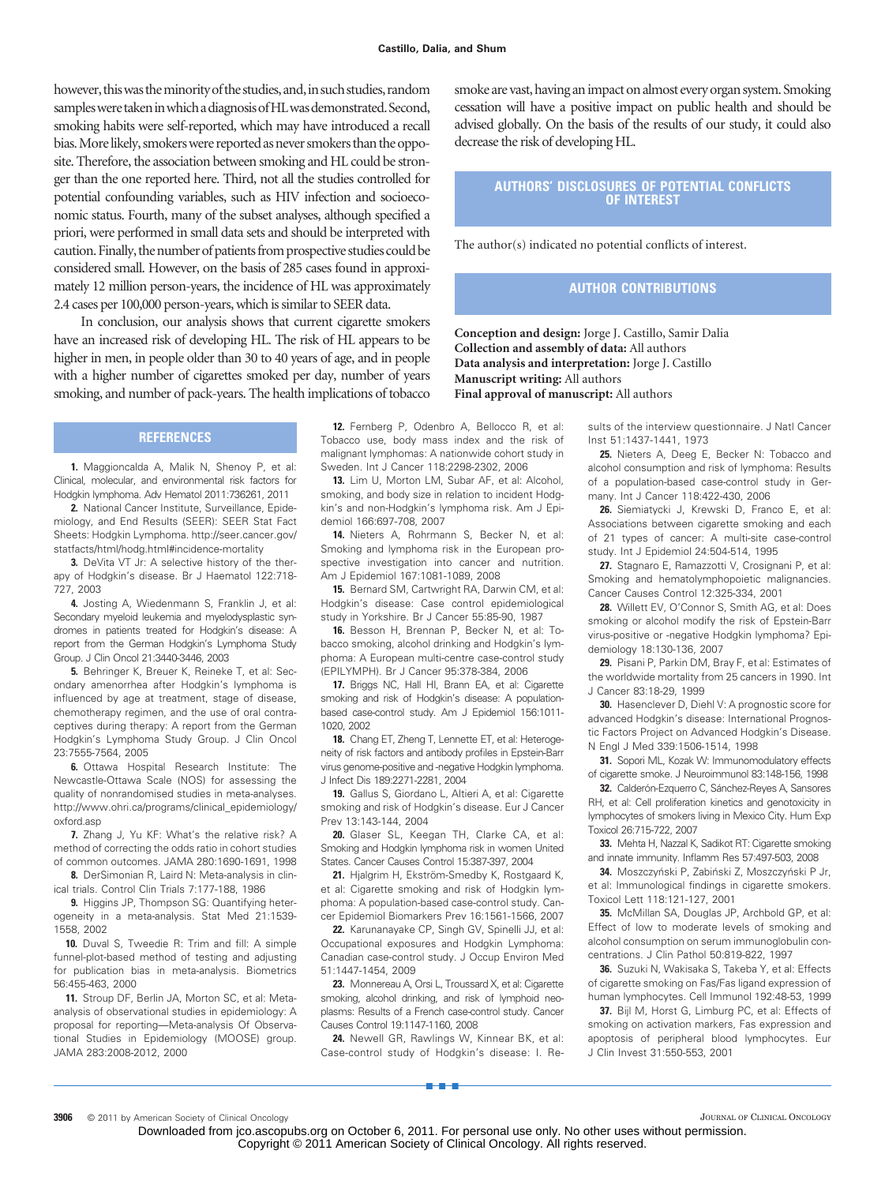however, this was the minority of the studies, and, in such studies, random samples were taken in which a diagnosis of HL was demonstrated. Second, smoking habits were self-reported, which may have introduced a recall bias. More likely, smokers were reported as never smokers than the opposite. Therefore, the association between smoking and HL could be stronger than the one reported here. Third, not all the studies controlled for potential confounding variables, such as HIV infection and socioeconomic status. Fourth, many of the subset analyses, although specified a priori, were performed in small data sets and should be interpreted with caution. Finally, the number of patients from prospective studies could be considered small. However, on the basis of 285 cases found in approximately 12 million person-years, the incidence of HL was approximately 2.4 cases per 100,000 person-years, which is similar to SEER data.

In conclusion, our analysis shows that current cigarette smokers have an increased risk of developing HL. The risk of HL appears to be higher in men, in people older than 30 to 40 years of age, and in people with a higher number of cigarettes smoked per day, number of years smoking, and number of pack-years. The health implications of tobacco smoke are vast, having an impact on almost every organ system. Smoking cessation will have a positive impact on public health and should be advised globally. On the basis of the results of our study, it could also decrease the risk of developing HL.

## AUTHORS' DISCLOSURES OF POTENTIAL CONFLICTS OF INTEREST

The author(s) indicated no potential conflicts of interest.

## AUTHOR CONTRIBUTIONS

**Conception and design:** Jorge J. Castillo, Samir Dalia
**Collection and assembly of data:** All authors
**Data analysis and interpretation:** Jorge J. Castillo
**Manuscript writing:** All authors
**Final approval of manuscript:** All authors

## REFERENCES

1. Maggioncalda A, Malik N, Shenoy P, et al: Clinical, molecular, and environmental risk factors for Hodgkin lymphoma. Adv Hematol 2011:736261, 2011

2. National Cancer Institute, Surveillance, Epidemiology, and End Results (SEER): SEER Stat Fact Sheets: Hodgkin Lymphoma. http://seer.cancer.gov/statfacts/html/hodg.html#incidence-mortality

3. DeVita VT Jr: A selective history of the therapy of Hodgkin's disease. Br J Haematol 122:718-727, 2003

4. Josting A, Wiedenmann S, Franklin J, et al: Secondary myeloid leukemia and myelodysplastic syndromes in patients treated for Hodgkin's disease: A report from the German Hodgkin's Lymphoma Study Group. J Clin Oncol 21:3440-3446, 2003

5. Behringer K, Breuer K, Reineke T, et al: Secondary amenorrhea after Hodgkin's lymphoma is influenced by age at treatment, stage of disease, chemotherapy regimen, and the use of oral contraceptives during therapy: A report from the German Hodgkin's Lymphoma Study Group. J Clin Oncol 23:7555-7564, 2005

6. Ottawa Hospital Research Institute: The Newcastle-Ottawa Scale (NOS) for assessing the quality of nonrandomised studies in meta-analyses. http://www.ohri.ca/programs/clinical_epidemiology/oxford.asp

7. Zhang J, Yu KF: What's the relative risk? A method of correcting the odds ratio in cohort studies of common outcomes. JAMA 280:1690-1691, 1998

8. DerSimonian R, Laird N: Meta-analysis in clinical trials. Control Clin Trials 7:177-188, 1986

9. Higgins JP, Thompson SG: Quantifying heterogeneity in a meta-analysis. Stat Med 21:1539-1558, 2002

10. Duval S, Tweedie R: Trim and fill: A simple funnel-plot-based method of testing and adjusting for publication bias in meta-analysis. Biometrics 56:455-463, 2000

11. Stroup DF, Berlin JA, Morton SC, et al: Meta-analysis of observational studies in epidemiology: A proposal for reporting—Meta-analysis Of Observational Studies in Epidemiology (MOOSE) group. JAMA 283:2008-2012, 2000

12. Fernberg P, Odenbro A, Bellocco R, et al: Tobacco use, body mass index and the risk of malignant lymphomas: A nationwide cohort study in Sweden. Int J Cancer 118:2298-2302, 2006

13. Lim U, Morton LM, Subar AF, et al: Alcohol, smoking, and body size in relation to incident Hodgkin's and non-Hodgkin's lymphoma risk. Am J Epidemiol 166:697-708, 2007

14. Nieters A, Rohrmann S, Becker N, et al: Smoking and lymphoma risk in the European prospective investigation into cancer and nutrition. Am J Epidemiol 167:1081-1089, 2008

15. Bernard SM, Cartwright RA, Darwin CM, et al: Hodgkin's disease: Case control epidemiological study in Yorkshire. Br J Cancer 55:85-90, 1987

16. Besson H, Brennan P, Becker N, et al: Tobacco smoking, alcohol drinking and Hodgkin's lymphoma: A European multi-centre case-control study (EPILYMPH). Br J Cancer 95:378-384, 2006

17. Briggs NC, Hall HI, Brann EA, et al: Cigarette smoking and risk of Hodgkin's disease: A population-based case-control study. Am J Epidemiol 156:1011-1020, 2002

18. Chang ET, Zheng T, Lennette ET, et al: Heterogeneity of risk factors and antibody profiles in Epstein-Barr virus genome-positive and -negative Hodgkin lymphoma. J Infect Dis 189:2271-2281, 2004

19. Gallus S, Giordano L, Altieri A, et al: Cigarette smoking and risk of Hodgkin's disease. Eur J Cancer Prev 13:143-144, 2004

20. Glaser SL, Keegan TH, Clarke CA, et al: Smoking and Hodgkin lymphoma risk in women United States. Cancer Causes Control 15:387-397, 2004

21. Hjalgrim H, Ekström-Smedby K, Rostgaard K, et al: Cigarette smoking and risk of Hodgkin lymphoma: A population-based case-control study. Cancer Epidemiol Biomarkers Prev 16:1561-1566, 2007

22. Karunanayake CP, Singh GV, Spinelli JJ, et al: Occupational exposures and Hodgkin Lymphoma: Canadian case-control study. J Occup Environ Med 51:1447-1454, 2009

23. Monnereau A, Orsi L, Troussard X, et al: Cigarette smoking, alcohol drinking, and risk of lymphoid neoplasms: Results of a French case-control study. Cancer Causes Control 19:1147-1160, 2008

24. Newell GR, Rawlings W, Kinnear BK, et al: Case-control study of Hodgkin's disease: I. Results of the interview questionnaire. J Natl Cancer Inst 51:1437-1441, 1973

25. Nieters A, Deeg E, Becker N: Tobacco and alcohol consumption and risk of lymphoma: Results of a population-based case-control study in Germany. Int J Cancer 118:422-430, 2006

26. Siemiatycki J, Krewski D, Franco E, et al: Associations between cigarette smoking and each of 21 types of cancer: A multi-site case-control study. Int J Epidemiol 24:504-514, 1995

27. Stagnaro E, Ramazzotti V, Crosignani P, et al: Smoking and hematolymphopoietic malignancies. Cancer Causes Control 12:325-334, 2001

28. Willett EV, O'Connor S, Smith AG, et al: Does smoking or alcohol modify the risk of Epstein-Barr virus-positive or -negative Hodgkin lymphoma? Epidemiology 18:130-136, 2007

29. Pisani P, Parkin DM, Bray F, et al: Estimates of the worldwide mortality from 25 cancers in 1990. Int J Cancer 83:18-29, 1999

30. Hasenclever D, Diehl V: A prognostic score for advanced Hodgkin's disease: International Prognostic Factors Project on Advanced Hodgkin's Disease. N Engl J Med 339:1506-1514, 1998

31. Sopori ML, Kozak W: Immunomodulatory effects of cigarette smoke. J Neuroimmunol 83:148-156, 1998

32. Calderón-Ezquerro C, Sánchez-Reyes A, Sansores RH, et al: Cell proliferation kinetics and genotoxicity in lymphocytes of smokers living in Mexico City. Hum Exp Toxicol 26:715-722, 2007

33. Mehta H, Nazzal K, Sadikot RT: Cigarette smoking and innate immunity. Inflamm Res 57:497-503, 2008

34. Moszczyński P, Zabiński Z, Moszczyński P Jr, et al: Immunological findings in cigarette smokers. Toxicol Lett 118:121-127, 2001

35. McMillan SA, Douglas JP, Archbold GP, et al: Effect of low to moderate levels of smoking and alcohol consumption on serum immunoglobulin concentrations. J Clin Pathol 50:819-822, 1997

36. Suzuki N, Wakisaka S, Takeba Y, et al: Effects of cigarette smoking on Fas/Fas ligand expression of human lymphocytes. Cell Immunol 192:48-53, 1999

37. Bijl M, Horst G, Limburg PC, et al: Effects of smoking on activation markers, Fas expression and apoptosis of peripheral blood lymphocytes. Eur J Clin Invest 31:550-553, 2001